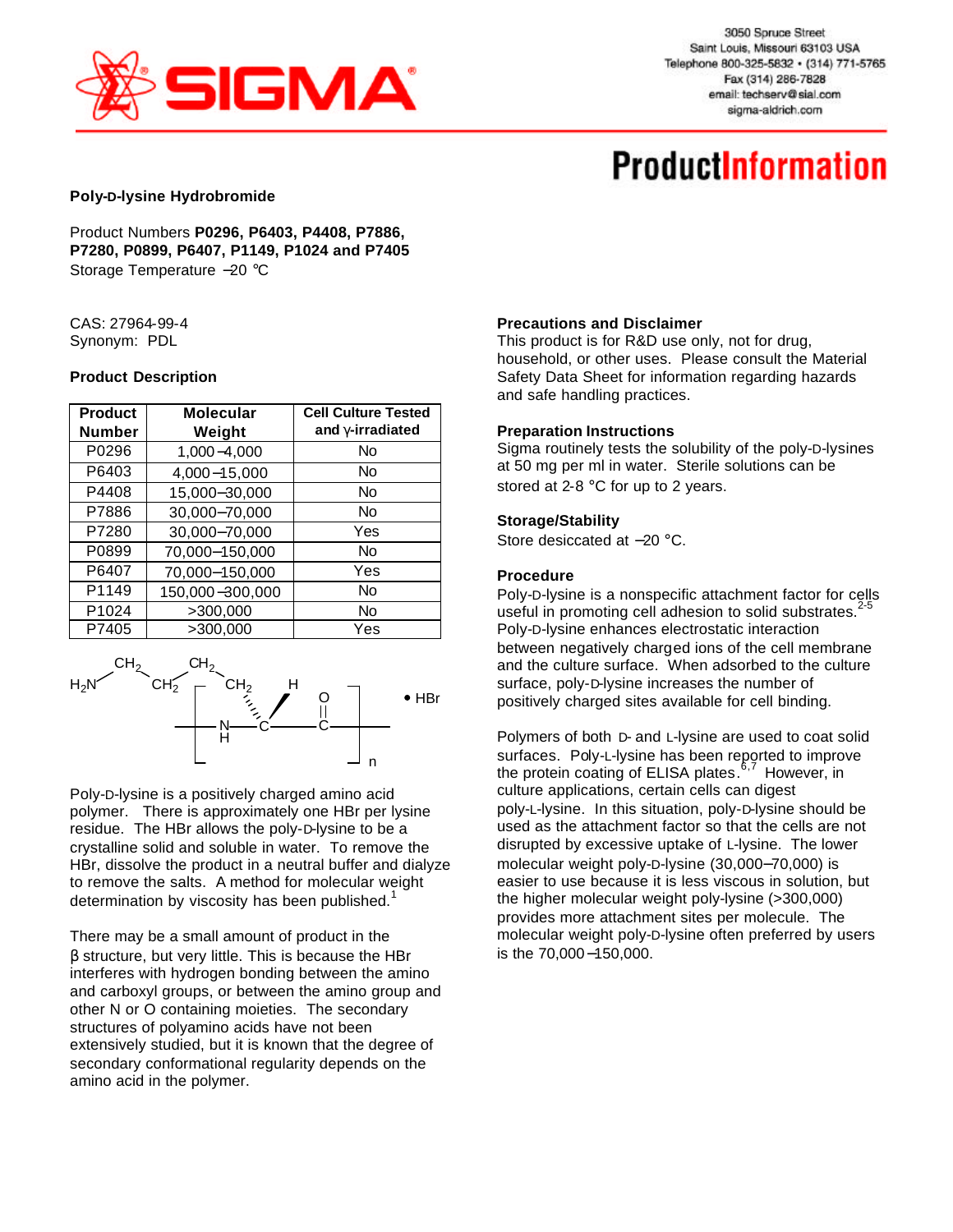# Poly-D-lysine Hydrobromide

Product Numbers **P0296, P6403, P4408, P7886, P7280, P0899, P6407, P1149, P1024 and P7405**
Storage Temperature –20 °C

CAS: 27964-99-4
Synonym: PDL

### Product Description

| Product Number | Molecular Weight | Cell Culture Tested and γ-irradiated |
|---|---|---|
| P0296 | 1,000–4,000 | No |
| P6403 | 4,000–15,000 | No |
| P4408 | 15,000–30,000 | No |
| P7886 | 30,000–70,000 | No |
| P7280 | 30,000–70,000 | Yes |
| P0899 | 70,000–150,000 | No |
| P6407 | 70,000–150,000 | Yes |
| P1149 | 150,000–300,000 | No |
| P1024 | >300,000 | No |
| P7405 | >300,000 | Yes |

$[-NH-CH(CH_2CH_2CH_2CH_2NH_2)-CO-]_n \cdot HBr$

Poly-D-lysine is a positively charged amino acid polymer. There is approximately one HBr per lysine residue. The HBr allows the poly-D-lysine to be a crystalline solid and soluble in water. To remove the HBr, dissolve the product in a neutral buffer and dialyze to remove the salts. A method for molecular weight determination by viscosity has been published.[1]

There may be a small amount of product in the β structure, but very little. This is because the HBr interferes with hydrogen bonding between the amino and carboxyl groups, or between the amino group and other N or O containing moieties. The secondary structures of polyamino acids have not been extensively studied, but it is known that the degree of secondary conformational regularity depends on the amino acid in the polymer.

### Precautions and Disclaimer

This product is for R&D use only, not for drug, household, or other uses. Please consult the Material Safety Data Sheet for information regarding hazards and safe handling practices.

### Preparation Instructions

Sigma routinely tests the solubility of the poly-D-lysines at 50 mg per ml in water. Sterile solutions can be stored at 2-8 °C for up to 2 years.

### Storage/Stability

Store desiccated at –20 °C.

### Procedure

Poly-D-lysine is a nonspecific attachment factor for cells useful in promoting cell adhesion to solid substrates.[2-5] Poly-D-lysine enhances electrostatic interaction between negatively charged ions of the cell membrane and the culture surface. When adsorbed to the culture surface, poly-D-lysine increases the number of positively charged sites available for cell binding.

Polymers of both D- and L-lysine are used to coat solid surfaces. Poly-L-lysine has been reported to improve the protein coating of ELISA plates.[6,7] However, in culture applications, certain cells can digest poly-L-lysine. In this situation, poly-D-lysine should be used as the attachment factor so that the cells are not disrupted by excessive uptake of L-lysine. The lower molecular weight poly-D-lysine (30,000–70,000) is easier to use because it is less viscous in solution, but the higher molecular weight poly-lysine (>300,000) provides more attachment sites per molecule. The molecular weight poly-D-lysine often preferred by users is the 70,000–150,000.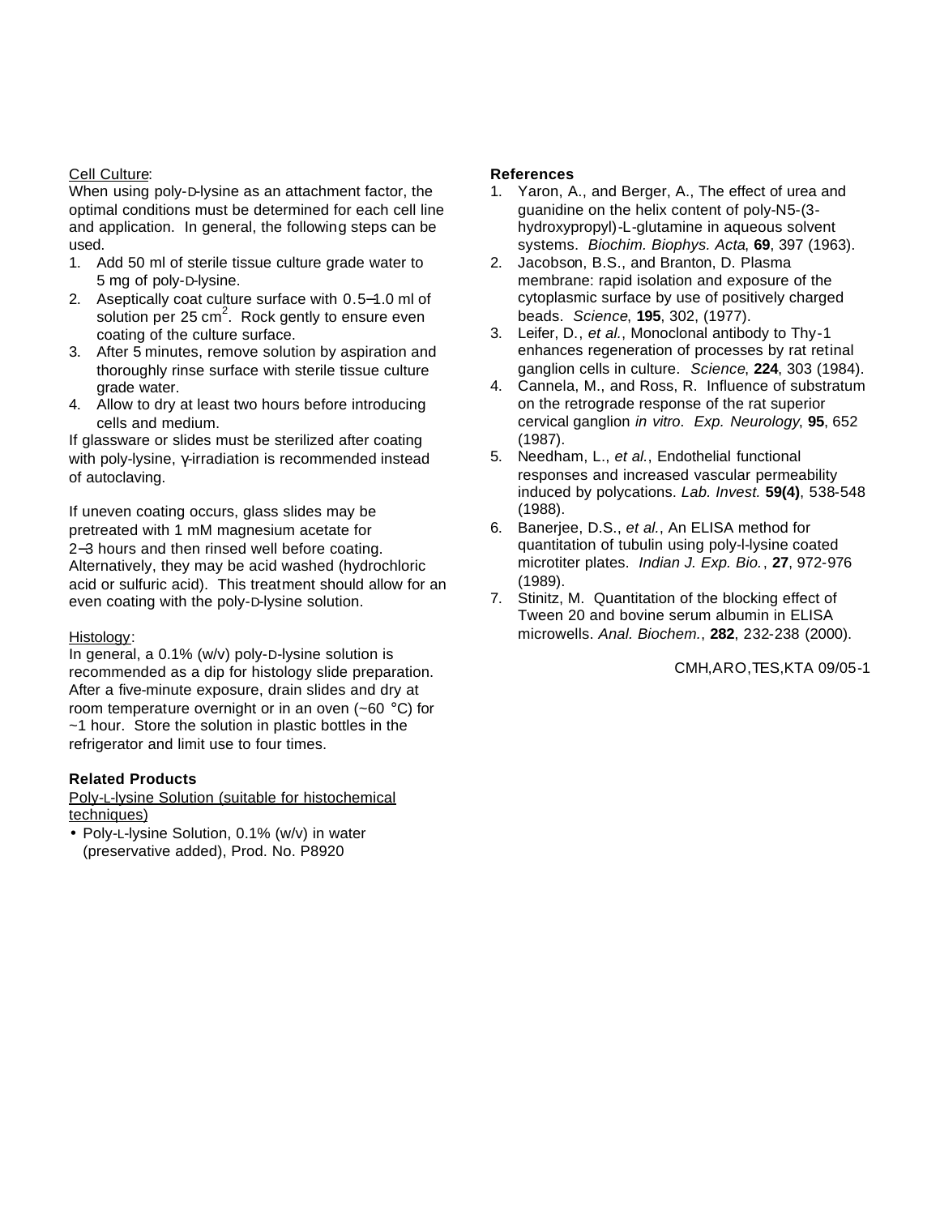Cell Culture:

When using poly-D-lysine as an attachment factor, the optimal conditions must be determined for each cell line and application. In general, the following steps can be used.

1. Add 50 ml of sterile tissue culture grade water to 5 mg of poly-D-lysine.
2. Aseptically coat culture surface with 0.5–1.0 ml of solution per 25 $cm^2$. Rock gently to ensure even coating of the culture surface.
3. After 5 minutes, remove solution by aspiration and thoroughly rinse surface with sterile tissue culture grade water.
4. Allow to dry at least two hours before introducing cells and medium.

If glassware or slides must be sterilized after coating with poly-lysine, γ-irradiation is recommended instead of autoclaving.

If uneven coating occurs, glass slides may be pretreated with 1 mM magnesium acetate for 2–3 hours and then rinsed well before coating. Alternatively, they may be acid washed (hydrochloric acid or sulfuric acid). This treatment should allow for an even coating with the poly-D-lysine solution.

Histology:

In general, a 0.1% (w/v) poly-D-lysine solution is recommended as a dip for histology slide preparation. After a five-minute exposure, drain slides and dry at room temperature overnight or in an oven (~60 °C) for ~1 hour. Store the solution in plastic bottles in the refrigerator and limit use to four times.

**Related Products**

Poly-L-lysine Solution (suitable for histochemical techniques)

- Poly-L-lysine Solution, 0.1% (w/v) in water (preservative added), Prod. No. P8920

**References**

1. Yaron, A., and Berger, A., The effect of urea and guanidine on the helix content of poly-N5-(3-hydroxypropyl)-L-glutamine in aqueous solvent systems. *Biochim. Biophys. Acta*, **69**, 397 (1963).
2. Jacobson, B.S., and Branton, D. Plasma membrane: rapid isolation and exposure of the cytoplasmic surface by use of positively charged beads. *Science*, **195**, 302, (1977).
3. Leifer, D., *et al.*, Monoclonal antibody to Thy-1 enhances regeneration of processes by rat retinal ganglion cells in culture. *Science*, **224**, 303 (1984).
4. Cannela, M., and Ross, R. Influence of substratum on the retrograde response of the rat superior cervical ganglion *in vitro*. *Exp. Neurology*, **95**, 652 (1987).
5. Needham, L., *et al.*, Endothelial functional responses and increased vascular permeability induced by polycations. *Lab. Invest.* **59(4)**, 538-548 (1988).
6. Banerjee, D.S., *et al.*, An ELISA method for quantitation of tubulin using poly-l-lysine coated microtiter plates. *Indian J. Exp. Bio.*, **27**, 972-976 (1989).
7. Stinitz, M. Quantitation of the blocking effect of Tween 20 and bovine serum albumin in ELISA microwells. *Anal. Biochem.*, **282**, 232-238 (2000).

CMH,ARO,TES,KTA 09/05-1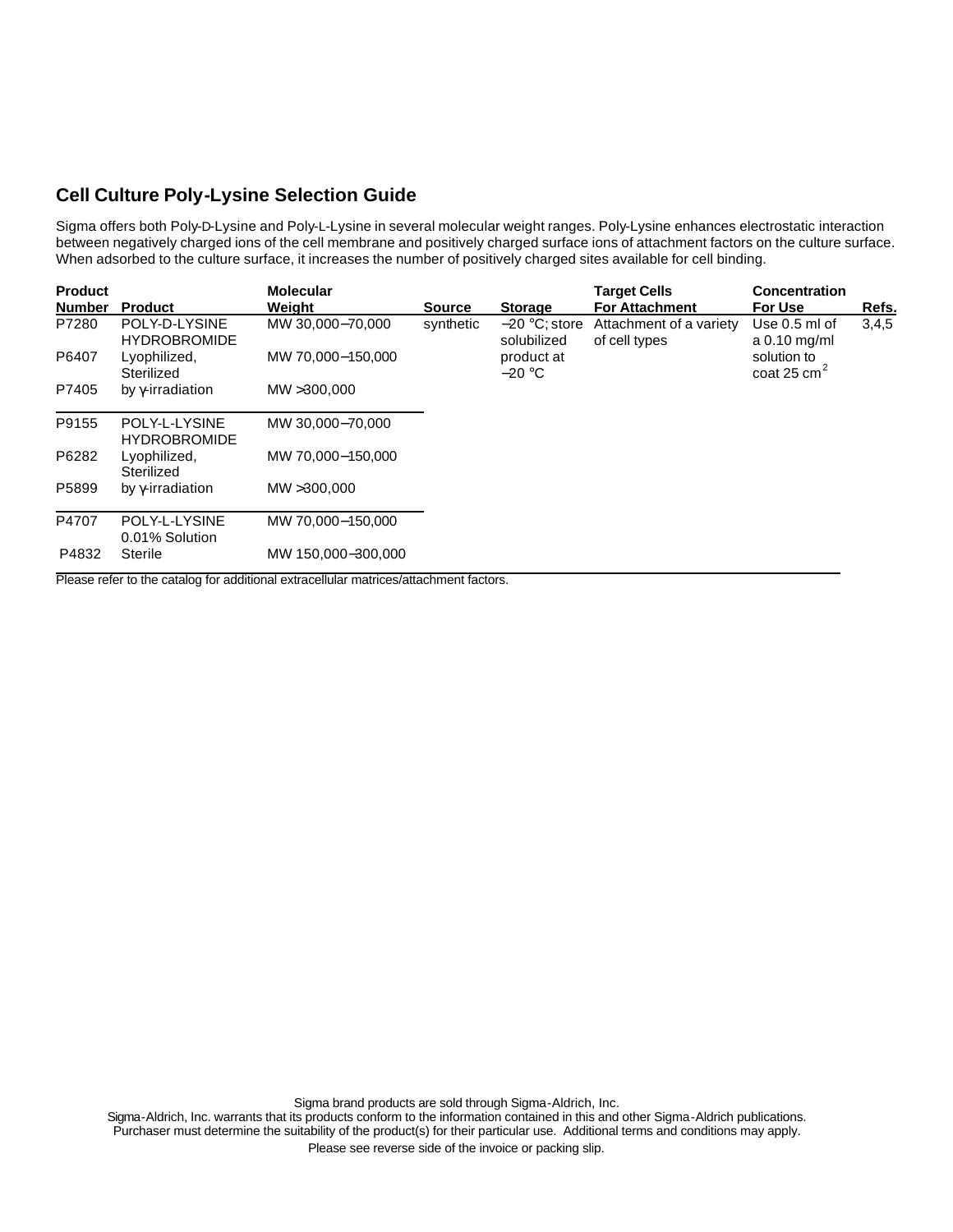## Cell Culture Poly-Lysine Selection Guide

Sigma offers both Poly-D-Lysine and Poly-L-Lysine in several molecular weight ranges. Poly-Lysine enhances electrostatic interaction between negatively charged ions of the cell membrane and positively charged surface ions of attachment factors on the culture surface. When adsorbed to the culture surface, it increases the number of positively charged sites available for cell binding.

| Product Number | Product | Molecular Weight | Source | Storage | Target Cells For Attachment | Concentration For Use | Refs. |
|---|---|---|---|---|---|---|---|
| P7280 | POLY-D-LYSINE HYDROBROMIDE | MW 30,000–70,000 | synthetic | –20 °C; store solubilized product at –20 °C | Attachment of a variety of cell types | Use 0.5 ml of a 0.10 mg/ml solution to coat 25 cm² | 3,4,5 |
| P6407 | Lyophilized, Sterilized | MW 70,000–150,000 | | | | | |
| P7405 | by γ-irradiation | MW >300,000 | | | | | |
| P9155 | POLY-L-LYSINE HYDROBROMIDE | MW 30,000–70,000 | | | | | |
| P6282 | Lyophilized, Sterilized | MW 70,000–150,000 | | | | | |
| P5899 | by γ-irradiation | MW >300,000 | | | | | |
| P4707 | POLY-L-LYSINE 0.01% Solution | MW 70,000–150,000 | | | | | |
| P4832 | Sterile | MW 150,000–300,000 | | | | | |

Please refer to the catalog for additional extracellular matrices/attachment factors.

Sigma brand products are sold through Sigma-Aldrich, Inc.
Sigma-Aldrich, Inc. warrants that its products conform to the information contained in this and other Sigma-Aldrich publications. Purchaser must determine the suitability of the product(s) for their particular use. Additional terms and conditions may apply. Please see reverse side of the invoice or packing slip.